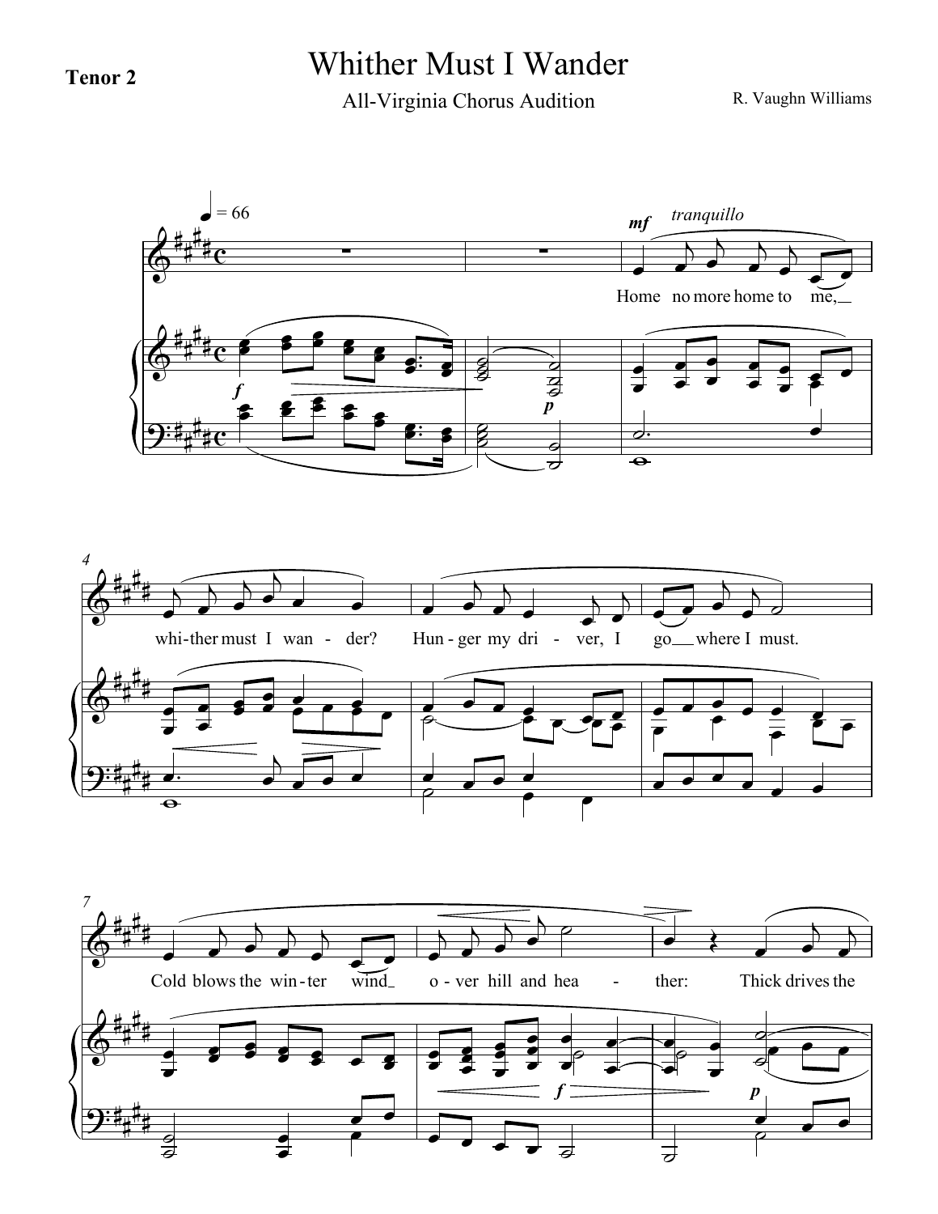**Tenor 2**

# Whither Must I Wander

All-Virginia Chorus Audition

R. Vaughn Williams

♩ = 66

*mf* *tranquillo*

Home no more home to me, whi-ther must I wan - der? Hun - ger my dri - ver, I go where I must.

Cold blows the win - ter wind o - ver hill and hea - ther: Thick drives the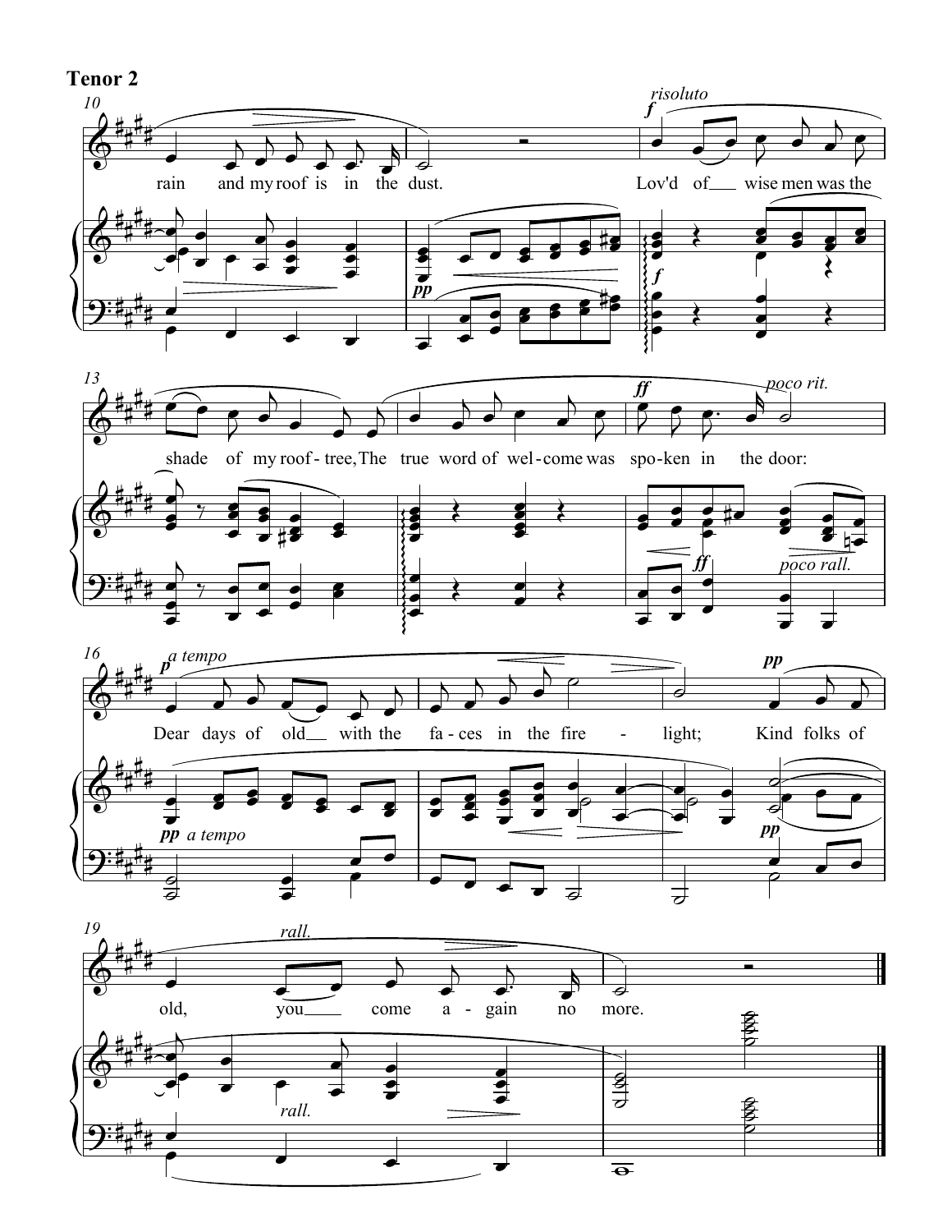**Tenor 2**

rain and my roof is in the dust. Lov'd of wise men was the

shade of my roof-tree, The true word of wel-come was spo-ken in the door:

Dear days of old with the fa-ces in the fire - light; Kind folks of

old, you come a-gain no more.